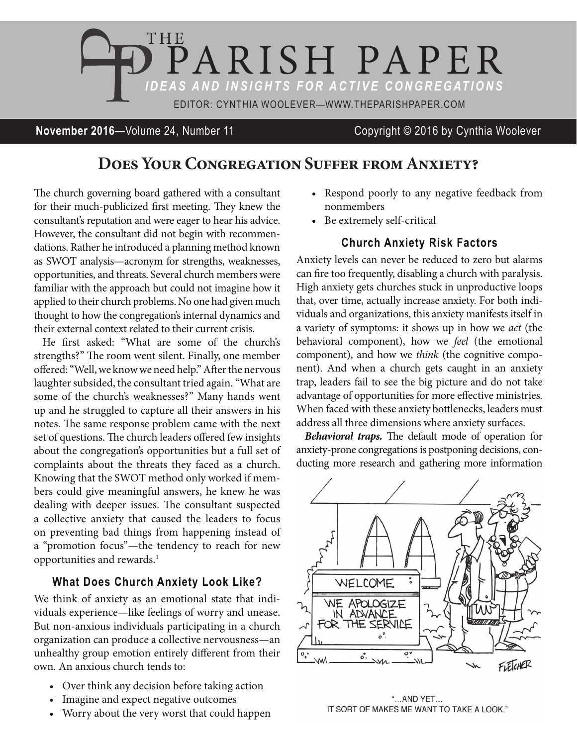# THE PARISH PAPER

***IDEAS AND INSIGHTS FOR ACTIVE CONGREGATIONS***

EDITOR: CYNTHIA WOOLEVER—WWW.THEPARISHPAPER.COM

**November 2016**—Volume 24, Number 11 Copyright © 2016 by Cynthia Woolever

## Does Your Congregation Suffer from Anxiety?

The church governing board gathered with a consultant for their much-publicized first meeting. They knew the consultant's reputation and were eager to hear his advice. However, the consultant did not begin with recommendations. Rather he introduced a planning method known as SWOT analysis—acronym for strengths, weaknesses, opportunities, and threats. Several church members were familiar with the approach but could not imagine how it applied to their church problems. No one had given much thought to how the congregation's internal dynamics and their external context related to their current crisis.

He first asked: "What are some of the church's strengths?" The room went silent. Finally, one member offered: "Well, we know we need help." After the nervous laughter subsided, the consultant tried again. "What are some of the church's weaknesses?" Many hands went up and he struggled to capture all their answers in his notes. The same response problem came with the next set of questions. The church leaders offered few insights about the congregation's opportunities but a full set of complaints about the threats they faced as a church. Knowing that the SWOT method only worked if members could give meaningful answers, he knew he was dealing with deeper issues. The consultant suspected a collective anxiety that caused the leaders to focus on preventing bad things from happening instead of a "promotion focus"—the tendency to reach for new opportunities and rewards.[1]

### What Does Church Anxiety Look Like?

We think of anxiety as an emotional state that individuals experience—like feelings of worry and unease. But non-anxious individuals participating in a church organization can produce a collective nervousness—an unhealthy group emotion entirely different from their own. An anxious church tends to:

- Over think any decision before taking action
- Imagine and expect negative outcomes
- Worry about the very worst that could happen
- Respond poorly to any negative feedback from nonmembers
- Be extremely self-critical

### Church Anxiety Risk Factors

Anxiety levels can never be reduced to zero but alarms can fire too frequently, disabling a church with paralysis. High anxiety gets churches stuck in unproductive loops that, over time, actually increase anxiety. For both individuals and organizations, this anxiety manifests itself in a variety of symptoms: it shows up in how we *act* (the behavioral component), how we *feel* (the emotional component), and how we *think* (the cognitive component). And when a church gets caught in an anxiety trap, leaders fail to see the big picture and do not take advantage of opportunities for more effective ministries. When faced with these anxiety bottlenecks, leaders must address all three dimensions where anxiety surfaces.

***Behavioral traps.*** The default mode of operation for anxiety-prone congregations is postponing decisions, conducting more research and gathering more information

"...AND YET... IT SORT OF MAKES ME WANT TO TAKE A LOOK."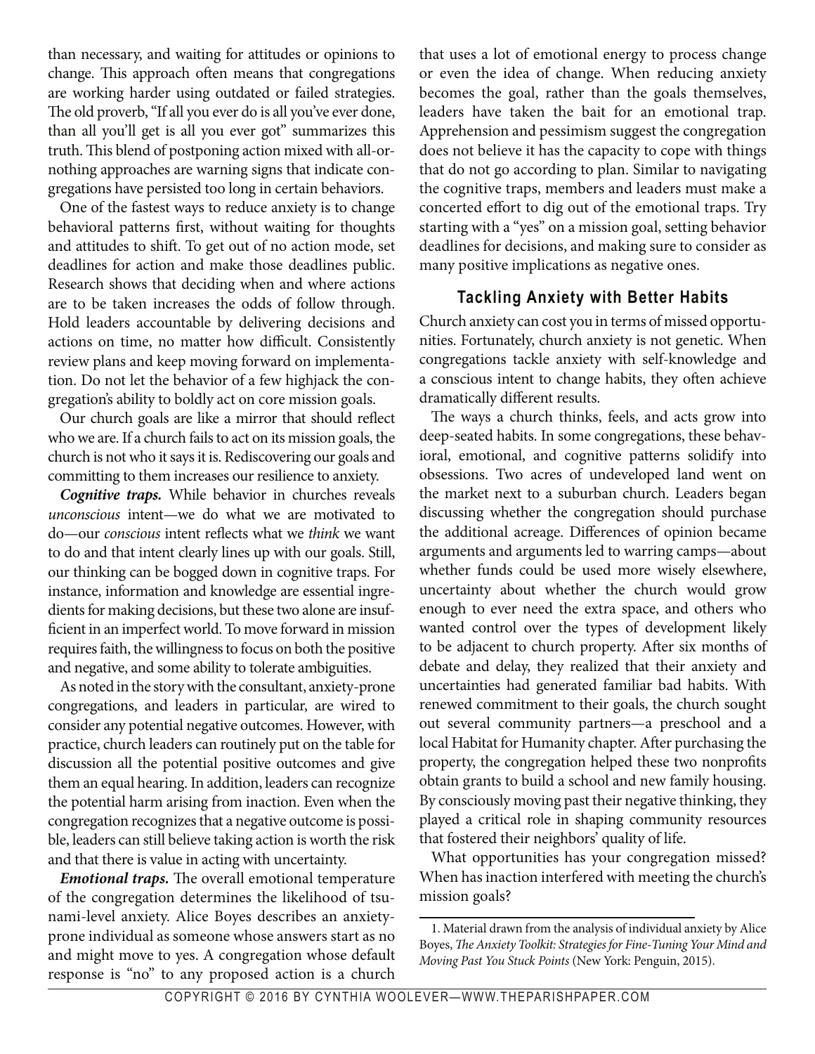than necessary, and waiting for attitudes or opinions to change. This approach often means that congregations are working harder using outdated or failed strategies. The old proverb, "If all you ever do is all you've ever done, than all you'll get is all you ever got" summarizes this truth. This blend of postponing action mixed with all-or-nothing approaches are warning signs that indicate congregations have persisted too long in certain behaviors.

One of the fastest ways to reduce anxiety is to change behavioral patterns first, without waiting for thoughts and attitudes to shift. To get out of no action mode, set deadlines for action and make those deadlines public. Research shows that deciding when and where actions are to be taken increases the odds of follow through. Hold leaders accountable by delivering decisions and actions on time, no matter how difficult. Consistently review plans and keep moving forward on implementation. Do not let the behavior of a few highjack the congregation's ability to boldly act on core mission goals.

Our church goals are like a mirror that should reflect who we are. If a church fails to act on its mission goals, the church is not who it says it is. Rediscovering our goals and committing to them increases our resilience to anxiety.

***Cognitive traps.*** While behavior in churches reveals *unconscious* intent—we do what we are motivated to do—our *conscious* intent reflects what we *think* we want to do and that intent clearly lines up with our goals. Still, our thinking can be bogged down in cognitive traps. For instance, information and knowledge are essential ingredients for making decisions, but these two alone are insufficient in an imperfect world. To move forward in mission requires faith, the willingness to focus on both the positive and negative, and some ability to tolerate ambiguities.

As noted in the story with the consultant, anxiety-prone congregations, and leaders in particular, are wired to consider any potential negative outcomes. However, with practice, church leaders can routinely put on the table for discussion all the potential positive outcomes and give them an equal hearing. In addition, leaders can recognize the potential harm arising from inaction. Even when the congregation recognizes that a negative outcome is possible, leaders can still believe taking action is worth the risk and that there is value in acting with uncertainty.

***Emotional traps.*** The overall emotional temperature of the congregation determines the likelihood of tsunami-level anxiety. Alice Boyes describes an anxiety-prone individual as someone whose answers start as no and might move to yes. A congregation whose default response is "no" to any proposed action is a church that uses a lot of emotional energy to process change or even the idea of change. When reducing anxiety becomes the goal, rather than the goals themselves, leaders have taken the bait for an emotional trap. Apprehension and pessimism suggest the congregation does not believe it has the capacity to cope with things that do not go according to plan. Similar to navigating the cognitive traps, members and leaders must make a concerted effort to dig out of the emotional traps. Try starting with a "yes" on a mission goal, setting behavior deadlines for decisions, and making sure to consider as many positive implications as negative ones.

### Tackling Anxiety with Better Habits

Church anxiety can cost you in terms of missed opportunities. Fortunately, church anxiety is not genetic. When congregations tackle anxiety with self-knowledge and a conscious intent to change habits, they often achieve dramatically different results.

The ways a church thinks, feels, and acts grow into deep-seated habits. In some congregations, these behavioral, emotional, and cognitive patterns solidify into obsessions. Two acres of undeveloped land went on the market next to a suburban church. Leaders began discussing whether the congregation should purchase the additional acreage. Differences of opinion became arguments and arguments led to warring camps—about whether funds could be used more wisely elsewhere, uncertainty about whether the church would grow enough to ever need the extra space, and others who wanted control over the types of development likely to be adjacent to church property. After six months of debate and delay, they realized that their anxiety and uncertainties had generated familiar bad habits. With renewed commitment to their goals, the church sought out several community partners—a preschool and a local Habitat for Humanity chapter. After purchasing the property, the congregation helped these two nonprofits obtain grants to build a school and new family housing. By consciously moving past their negative thinking, they played a critical role in shaping community resources that fostered their neighbors' quality of life.

What opportunities has your congregation missed? When has inaction interfered with meeting the church's mission goals?

---

1. Material drawn from the analysis of individual anxiety by Alice Boyes, *The Anxiety Toolkit: Strategies for Fine-Tuning Your Mind and Moving Past You Stuck Points* (New York: Penguin, 2015).

COPYRIGHT © 2016 BY CYNTHIA WOOLEVER—WWW.THEPARISHPAPER.COM